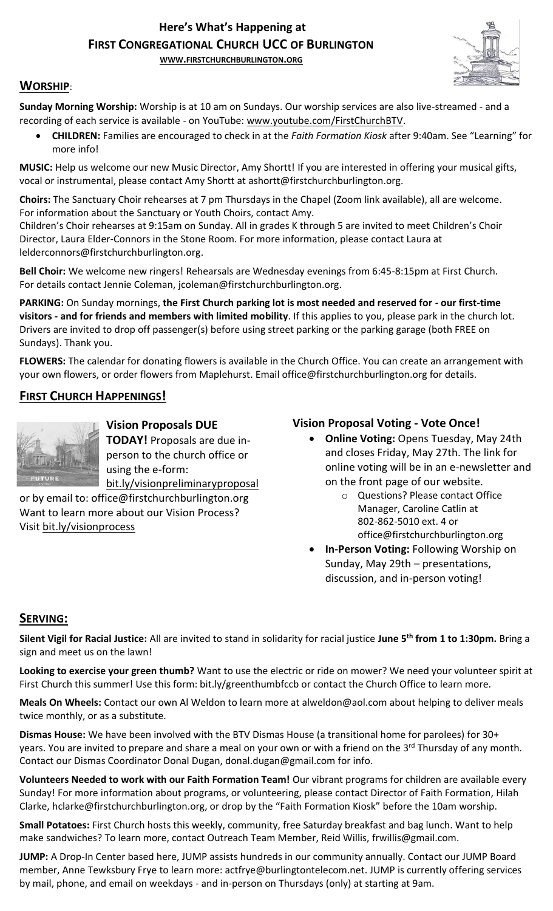# Here's What's Happening at FIRST CONGREGATIONAL CHURCH UCC OF BURLINGTON

WWW.FIRSTCHURCHBURLINGTON.ORG

## WORSHIP:

**Sunday Morning Worship:** Worship is at 10 am on Sundays. Our worship services are also live-streamed - and a recording of each service is available - on YouTube: www.youtube.com/FirstChurchBTV.

- **CHILDREN:** Families are encouraged to check in at the *Faith Formation Kiosk* after 9:40am. See "Learning" for more info!

**MUSIC:** Help us welcome our new Music Director, Amy Shortt! If you are interested in offering your musical gifts, vocal or instrumental, please contact Amy Shortt at ashortt@firstchurchburlington.org.

**Choirs:** The Sanctuary Choir rehearses at 7 pm Thursdays in the Chapel (Zoom link available), all are welcome. For information about the Sanctuary or Youth Choirs, contact Amy.

Children's Choir rehearses at 9:15am on Sunday. All in grades K through 5 are invited to meet Children's Choir Director, Laura Elder-Connors in the Stone Room. For more information, please contact Laura at lelderconnors@firstchurchburlington.org.

**Bell Choir:** We welcome new ringers! Rehearsals are Wednesday evenings from 6:45-8:15pm at First Church. For details contact Jennie Coleman, jcoleman@firstchurchburlington.org.

**PARKING:** On Sunday mornings, **the First Church parking lot is most needed and reserved for - our first-time visitors - and for friends and members with limited mobility**. If this applies to you, please park in the church lot. Drivers are invited to drop off passenger(s) before using street parking or the parking garage (both FREE on Sundays). Thank you.

**FLOWERS:** The calendar for donating flowers is available in the Church Office. You can create an arrangement with your own flowers, or order flowers from Maplehurst. Email office@firstchurchburlington.org for details.

## FIRST CHURCH HAPPENINGS!

### Vision Proposals DUE TODAY!

Proposals are due in-person to the church office or using the e-form: bit.ly/visionpreliminaryproposal or by email to: office@firstchurchburlington.org

Want to learn more about our Vision Process? Visit bit.ly/visionprocess

### Vision Proposal Voting - Vote Once!

- **Online Voting:** Opens Tuesday, May 24th and closes Friday, May 27th. The link for online voting will be in an e-newsletter and on the front page of our website.
  - Questions? Please contact Office Manager, Caroline Catlin at 802-862-5010 ext. 4 or office@firstchurchburlington.org
- **In-Person Voting:** Following Worship on Sunday, May 29th – presentations, discussion, and in-person voting!

## SERVING:

**Silent Vigil for Racial Justice:** All are invited to stand in solidarity for racial justice **June 5th from 1 to 1:30pm.** Bring a sign and meet us on the lawn!

**Looking to exercise your green thumb?** Want to use the electric or ride on mower? We need your volunteer spirit at First Church this summer! Use this form: bit.ly/greenthumbfccb or contact the Church Office to learn more.

**Meals On Wheels:** Contact our own Al Weldon to learn more at alweldon@aol.com about helping to deliver meals twice monthly, or as a substitute.

**Dismas House:** We have been involved with the BTV Dismas House (a transitional home for parolees) for 30+ years. You are invited to prepare and share a meal on your own or with a friend on the 3rd Thursday of any month. Contact our Dismas Coordinator Donal Dugan, donal.dugan@gmail.com for info.

**Volunteers Needed to work with our Faith Formation Team!** Our vibrant programs for children are available every Sunday! For more information about programs, or volunteering, please contact Director of Faith Formation, Hilah Clarke, hclarke@firstchurchburlington.org, or drop by the "Faith Formation Kiosk" before the 10am worship.

**Small Potatoes:** First Church hosts this weekly, community, free Saturday breakfast and bag lunch. Want to help make sandwiches? To learn more, contact Outreach Team Member, Reid Willis, frwillis@gmail.com.

**JUMP:** A Drop-In Center based here, JUMP assists hundreds in our community annually. Contact our JUMP Board member, Anne Tewksbury Frye to learn more: actfrye@burlingtontelecom.net. JUMP is currently offering services by mail, phone, and email on weekdays - and in-person on Thursdays (only) at starting at 9am.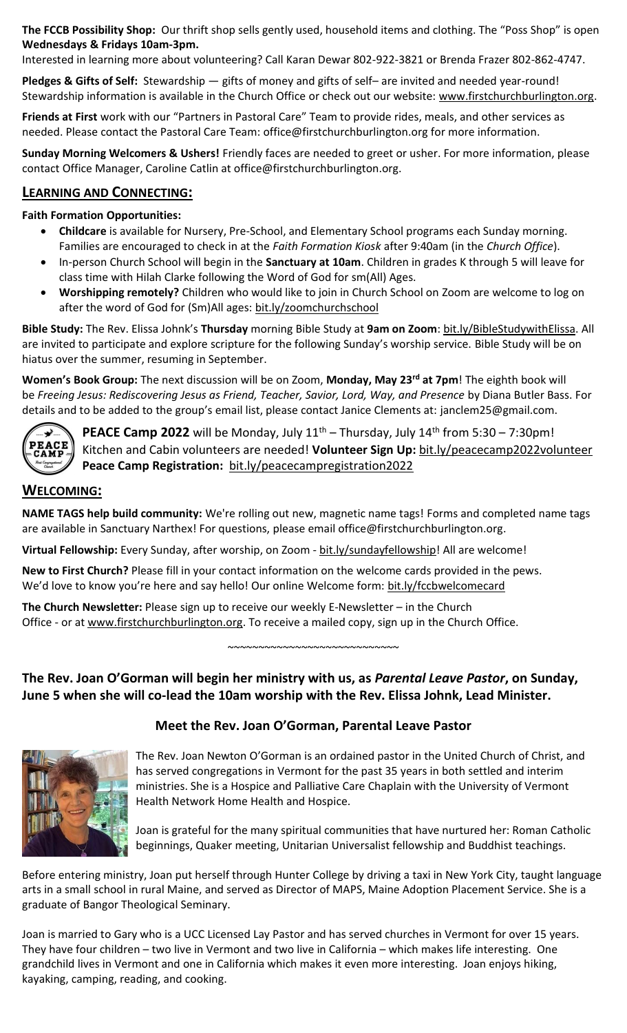**The FCCB Possibility Shop:** Our thrift shop sells gently used, household items and clothing. The "Poss Shop" is open **Wednesdays & Fridays 10am-3pm.**
Interested in learning more about volunteering? Call Karan Dewar 802-922-3821 or Brenda Frazer 802-862-4747.

**Pledges & Gifts of Self:** Stewardship — gifts of money and gifts of self– are invited and needed year-round! Stewardship information is available in the Church Office or check out our website: www.firstchurchburlington.org.

**Friends at First** work with our "Partners in Pastoral Care" Team to provide rides, meals, and other services as needed. Please contact the Pastoral Care Team: office@firstchurchburlington.org for more information.

**Sunday Morning Welcomers & Ushers!** Friendly faces are needed to greet or usher. For more information, please contact Office Manager, Caroline Catlin at office@firstchurchburlington.org.

## LEARNING AND CONNECTING:

**Faith Formation Opportunities:**

- **Childcare** is available for Nursery, Pre-School, and Elementary School programs each Sunday morning. Families are encouraged to check in at the *Faith Formation Kiosk* after 9:40am (in the *Church Office*).
- In-person Church School will begin in the **Sanctuary at 10am**. Children in grades K through 5 will leave for class time with Hilah Clarke following the Word of God for sm(All) Ages.
- **Worshipping remotely?** Children who would like to join in Church School on Zoom are welcome to log on after the word of God for (Sm)All ages: bit.ly/zoomchurchschool

**Bible Study:** The Rev. Elissa Johnk's **Thursday** morning Bible Study at **9am on Zoom**: bit.ly/BibleStudywithElissa. All are invited to participate and explore scripture for the following Sunday's worship service. Bible Study will be on hiatus over the summer, resuming in September.

**Women's Book Group:** The next discussion will be on Zoom, **Monday, May 23rd at 7pm**! The eighth book will be *Freeing Jesus: Rediscovering Jesus as Friend, Teacher, Savior, Lord, Way, and Presence* by Diana Butler Bass. For details and to be added to the group's email list, please contact Janice Clements at: janclem25@gmail.com.

**PEACE Camp 2022** will be Monday, July 11th – Thursday, July 14th from 5:30 – 7:30pm!
Kitchen and Cabin volunteers are needed! **Volunteer Sign Up:** bit.ly/peacecamp2022volunteer
**Peace Camp Registration:** bit.ly/peacecampregistration2022

## WELCOMING:

**NAME TAGS help build community:** We're rolling out new, magnetic name tags! Forms and completed name tags are available in Sanctuary Narthex! For questions, please email office@firstchurchburlington.org.

**Virtual Fellowship:** Every Sunday, after worship, on Zoom - bit.ly/sundayfellowship! All are welcome!

**New to First Church?** Please fill in your contact information on the welcome cards provided in the pews. We'd love to know you're here and say hello! Our online Welcome form: bit.ly/fccbwelcomecard

**The Church Newsletter:** Please sign up to receive our weekly E-Newsletter – in the Church Office - or at www.firstchurchburlington.org. To receive a mailed copy, sign up in the Church Office.

~~~~~~~~~~~~~~~~~~~~~~~~~~~~

**The Rev. Joan O'Gorman will begin her ministry with us, as *Parental Leave Pastor*, on Sunday, June 5 when she will co-lead the 10am worship with the Rev. Elissa Johnk, Lead Minister.**

### Meet the Rev. Joan O'Gorman, Parental Leave Pastor

The Rev. Joan Newton O'Gorman is an ordained pastor in the United Church of Christ, and has served congregations in Vermont for the past 35 years in both settled and interim ministries. She is a Hospice and Palliative Care Chaplain with the University of Vermont Health Network Home Health and Hospice.

Joan is grateful for the many spiritual communities that have nurtured her: Roman Catholic beginnings, Quaker meeting, Unitarian Universalist fellowship and Buddhist teachings.

Before entering ministry, Joan put herself through Hunter College by driving a taxi in New York City, taught language arts in a small school in rural Maine, and served as Director of MAPS, Maine Adoption Placement Service. She is a graduate of Bangor Theological Seminary.

Joan is married to Gary who is a UCC Licensed Lay Pastor and has served churches in Vermont for over 15 years. They have four children – two live in Vermont and two live in California – which makes life interesting. One grandchild lives in Vermont and one in California which makes it even more interesting. Joan enjoys hiking, kayaking, camping, reading, and cooking.